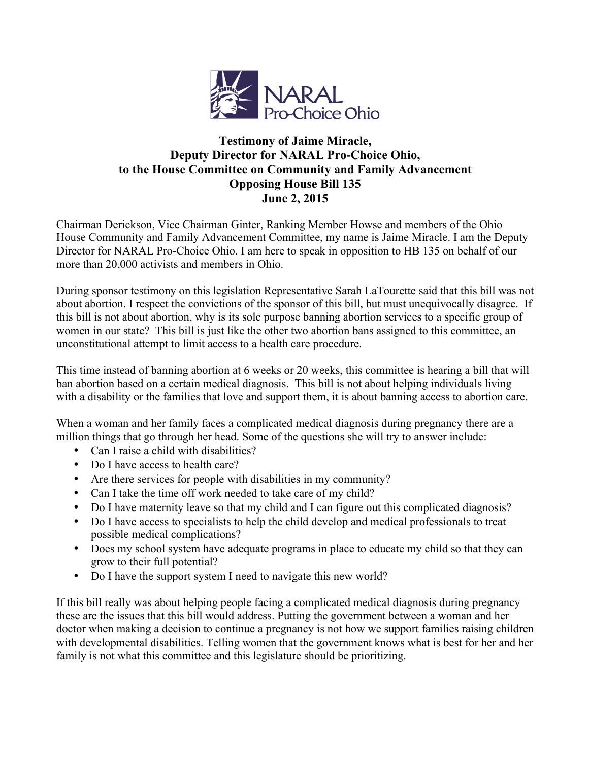NARAL Pro-Choice Ohio

# Testimony of Jaime Miracle, Deputy Director for NARAL Pro-Choice Ohio, to the House Committee on Community and Family Advancement Opposing House Bill 135 June 2, 2015

Chairman Derickson, Vice Chairman Ginter, Ranking Member Howse and members of the Ohio House Community and Family Advancement Committee, my name is Jaime Miracle. I am the Deputy Director for NARAL Pro-Choice Ohio. I am here to speak in opposition to HB 135 on behalf of our more than 20,000 activists and members in Ohio.

During sponsor testimony on this legislation Representative Sarah LaTourette said that this bill was not about abortion. I respect the convictions of the sponsor of this bill, but must unequivocally disagree. If this bill is not about abortion, why is its sole purpose banning abortion services to a specific group of women in our state? This bill is just like the other two abortion bans assigned to this committee, an unconstitutional attempt to limit access to a health care procedure.

This time instead of banning abortion at 6 weeks or 20 weeks, this committee is hearing a bill that will ban abortion based on a certain medical diagnosis. This bill is not about helping individuals living with a disability or the families that love and support them, it is about banning access to abortion care.

When a woman and her family faces a complicated medical diagnosis during pregnancy there are a million things that go through her head. Some of the questions she will try to answer include:

- Can I raise a child with disabilities?
- Do I have access to health care?
- Are there services for people with disabilities in my community?
- Can I take the time off work needed to take care of my child?
- Do I have maternity leave so that my child and I can figure out this complicated diagnosis?
- Do I have access to specialists to help the child develop and medical professionals to treat possible medical complications?
- Does my school system have adequate programs in place to educate my child so that they can grow to their full potential?
- Do I have the support system I need to navigate this new world?

If this bill really was about helping people facing a complicated medical diagnosis during pregnancy these are the issues that this bill would address. Putting the government between a woman and her doctor when making a decision to continue a pregnancy is not how we support families raising children with developmental disabilities. Telling women that the government knows what is best for her and her family is not what this committee and this legislature should be prioritizing.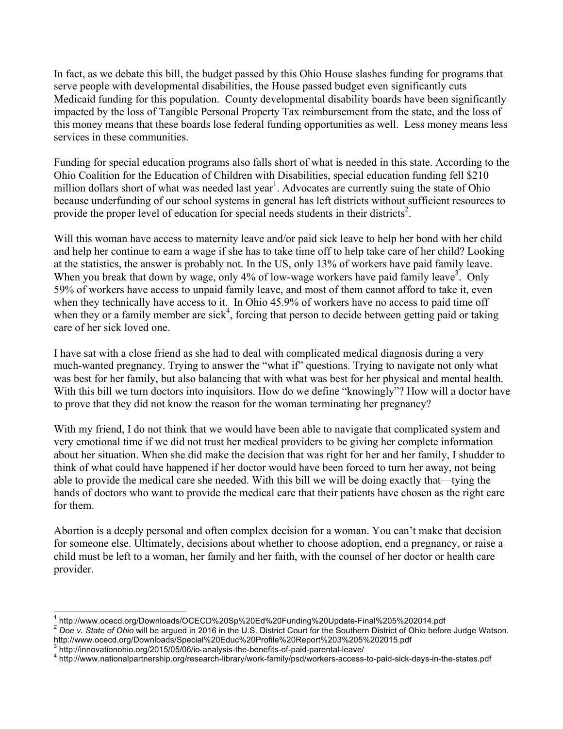In fact, as we debate this bill, the budget passed by this Ohio House slashes funding for programs that serve people with developmental disabilities, the House passed budget even significantly cuts Medicaid funding for this population. County developmental disability boards have been significantly impacted by the loss of Tangible Personal Property Tax reimbursement from the state, and the loss of this money means that these boards lose federal funding opportunities as well. Less money means less services in these communities.

Funding for special education programs also falls short of what is needed in this state. According to the Ohio Coalition for the Education of Children with Disabilities, special education funding fell $210 million dollars short of what was needed last year[1]. Advocates are currently suing the state of Ohio because underfunding of our school systems in general has left districts without sufficient resources to provide the proper level of education for special needs students in their districts[2].

Will this woman have access to maternity leave and/or paid sick leave to help her bond with her child and help her continue to earn a wage if she has to take time off to help take care of her child? Looking at the statistics, the answer is probably not. In the US, only 13% of workers have paid family leave. When you break that down by wage, only 4% of low-wage workers have paid family leave[3]. Only 59% of workers have access to unpaid family leave, and most of them cannot afford to take it, even when they technically have access to it. In Ohio 45.9% of workers have no access to paid time off when they or a family member are sick[4], forcing that person to decide between getting paid or taking care of her sick loved one.

I have sat with a close friend as she had to deal with complicated medical diagnosis during a very much-wanted pregnancy. Trying to answer the "what if" questions. Trying to navigate not only what was best for her family, but also balancing that with what was best for her physical and mental health. With this bill we turn doctors into inquisitors. How do we define "knowingly"? How will a doctor have to prove that they did not know the reason for the woman terminating her pregnancy?

With my friend, I do not think that we would have been able to navigate that complicated system and very emotional time if we did not trust her medical providers to be giving her complete information about her situation. When she did make the decision that was right for her and her family, I shudder to think of what could have happened if her doctor would have been forced to turn her away, not being able to provide the medical care she needed. With this bill we will be doing exactly that—tying the hands of doctors who want to provide the medical care that their patients have chosen as the right care for them.

Abortion is a deeply personal and often complex decision for a woman. You can't make that decision for someone else. Ultimately, decisions about whether to choose adoption, end a pregnancy, or raise a child must be left to a woman, her family and her faith, with the counsel of her doctor or health care provider.

---

[1] http://www.ocecd.org/Downloads/OCECD%20Sp%20Ed%20Funding%20Update-Final%205%202014.pdf

[2] *Doe v. State of Ohio* will be argued in 2016 in the U.S. District Court for the Southern District of Ohio before Judge Watson. http://www.ocecd.org/Downloads/Special%20Educ%20Profile%20Report%203%205%202015.pdf

[3] http://innovationohio.org/2015/05/06/io-analysis-the-benefits-of-paid-parental-leave/

[4] http://www.nationalpartnership.org/research-library/work-family/psd/workers-access-to-paid-sick-days-in-the-states.pdf